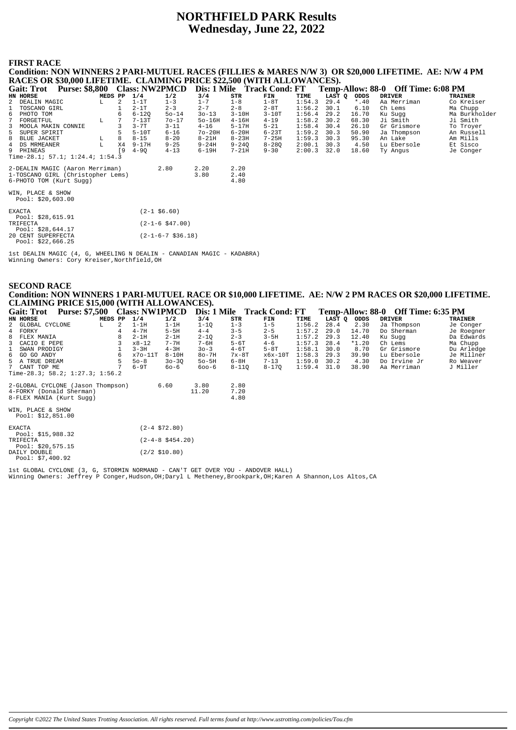# NORTHFIELD PARK Results
## Wednesday, June 22, 2022

### FIRST RACE

**Condition: NON WINNERS 2 PARI-MUTUEL RACES (FILLIES & MARES N/W 3) OR $20,000 LIFETIME. AE: N/W 4 PM RACES OR $30,000 LIFETIME. CLAIMING PRICE $22,500 (WITH ALLOWANCES).**

**Gait: Trot Purse: $8,800 Class: NW2PMCD Dis: 1 Mile Track Cond: FT Temp-Allow: 88-0 Off Time: 6:08 PM**

| HN | HORSE | MEDS | PP | 1/4 | 1/2 | 3/4 | STR | FIN | TIME | LAST Q | ODDS | DRIVER | TRAINER |
|---|---|---|---|---|---|---|---|---|---|---|---|---|---|
| 2 | DEALIN MAGIC | L | 2 | 1-1T | 1-3 | 1-7 | 1-8 | 1-8T | 1:54.3 | 29.4 | *.40 | Aa Merriman | Co Kreiser |
| 1 | TOSCANO GIRL | | 1 | 2-1T | 2-3 | 2-7 | 2-8 | 2-8T | 1:56.2 | 30.1 | 6.10 | Ch Lems | Ma Chupp |
| 6 | PHOTO TOM | | 6 | 6-12Q | 5o-14 | 3o-13 | 3-10H | 3-10T | 1:56.4 | 29.2 | 16.70 | Ku Sugg | Ma Burkholder |
| 7 | FORGETFUL | L | 7 | 7-13T | 7o-17 | 5o-16H | 4-16H | 4-19 | 1:58.2 | 30.2 | 68.30 | Ji Smith | Ji Smith |
| 3 | MOOLA MAKIN CONNIE | | 3 | 3-7T | 3-11 | 4-16 | 5-17H | 5-21 | 1:58.4 | 30.4 | 26.10 | Gr Grismore | To Troyer |
| 5 | SUPER SPIRIT | | 5 | 5-10T | 6-16 | 7o-20H | 6-20H | 6-23T | 1:59.2 | 30.3 | 50.90 | Ja Thompson | An Russell |
| 8 | BLUE JACKET | L | 8 | 8-15 | 8-20 | 8-21H | 8-23H | 7-25H | 1:59.3 | 30.3 | 95.30 | An Lake | Am Mills |
| 4 | DS MRMEANER | L | X4 | 9-17H | 9-25 | 9-24H | 9-24Q | 8-28Q | 2:00.1 | 30.3 | 4.50 | Lu Ebersole | Et Sisco |
| 9 | PHINEAS | | [9 | 4-9Q | 4-13 | 6-19H | 7-21H | 9-30 | 2:00.3 | 32.0 | 18.60 | Ty Angus | Je Conger |

Time-28.1; 57.1; 1:24.4; 1:54.3

| | | | |
|---|---|---|---|
| 2-DEALIN MAGIC (Aaron Merriman) | 2.80 | 2.20 | 2.20 |
| 1-TOSCANO GIRL (Christopher Lems) | | 3.80 | 2.40 |
| 6-PHOTO TOM (Kurt Sugg) | | | 4.80 |

WIN, PLACE & SHOW
Pool: $20,603.00

EXACTA (2-1 $6.60)
Pool: $28,615.91
TRIFECTA (2-1-6 $47.00)
Pool: $28,644.17
20 CENT SUPERFECTA (2-1-6-7 $36.18)
Pool: $22,666.25

1st DEALIN MAGIC (4, G, WHEELING N DEALIN - CANADIAN MAGIC - KADABRA)
Winning Owners: Cory Kreiser,Northfield,OH

### SECOND RACE

**Condition: NON WINNERS 1 PARI-MUTUEL RACE OR $10,000 LIFETIME. AE: N/W 2 PM RACES OR $20,000 LIFETIME. CLAIMING PRICE $15,000 (WITH ALLOWANCES).**

**Gait: Trot Purse: $7,500 Class: NW1PMCD Dis: 1 Mile Track Cond: FT Temp-Allow: 88-0 Off Time: 6:35 PM**

| HN | HORSE | MEDS | PP | 1/4 | 1/2 | 3/4 | STR | FIN | TIME | LAST Q | ODDS | DRIVER | TRAINER |
|---|---|---|---|---|---|---|---|---|---|---|---|---|---|
| 2 | GLOBAL CYCLONE | L | 2 | 1-1H | 1-1H | 1-1Q | 1-3 | 1-5 | 1:56.2 | 28.4 | 2.30 | Ja Thompson | Je Conger |
| 4 | FORKY | | 4 | 4-7H | 5-5H | 4-4 | 3-5 | 2-5 | 1:57.2 | 29.0 | 14.70 | Do Sherman | Je Roegner |
| 8 | FLEX MANIA | | 8 | 2-1H | 2-1H | 2-1Q | 2-3 | 3-5H | 1:57.2 | 29.3 | 12.40 | Ku Sugg | Da Edwards |
| 3 | CACIO E PEPE | | 3 | x8-12 | 7-7H | 7-6H | 5-6T | 4-6 | 1:57.3 | 28.4 | *1.20 | Ch Lems | Ma Chupp |
| 1 | SWAN PRODIGY | | 1 | 3-3H | 4-3H | 3o-3 | 4-6T | 5-8T | 1:58.1 | 30.0 | 8.70 | Gr Grismore | Du Arledge |
| 6 | GO GO ANDY | | 6 | x7o-11T | 8-10H | 8o-7H | 7x-8T | x6x-10T | 1:58.3 | 29.3 | 39.90 | Lu Ebersole | Je Millner |
| 5 | A TRUE DREAM | | 5 | 5o-8 | 3o-3Q | 5o-5H | 6-8H | 7-13 | 1:59.0 | 30.2 | 4.30 | Do Irvine Jr | Ro Weaver |
| 7 | CANT TOP ME | | 7 | 6-9T | 6o-6 | 6oo-6 | 8-11Q | 8-17Q | 1:59.4 | 31.0 | 38.90 | Aa Merriman | J Miller |

Time-28.3; 58.2; 1:27.3; 1:56.2

| | | | |
|---|---|---|---|
| 2-GLOBAL CYCLONE (Jason Thompson) | 6.60 | 3.80 | 2.80 |
| 4-FORKY (Donald Sherman) | | 11.20 | 7.20 |
| 8-FLEX MANIA (Kurt Sugg) | | | 4.80 |

WIN, PLACE & SHOW
Pool: $12,851.00

EXACTA (2-4 $72.80)
Pool: $15,988.32
TRIFECTA (2-4-8 $454.20)
Pool: $20,575.15
DAILY DOUBLE (2/2 $10.80)
Pool: $7,400.92

1st GLOBAL CYCLONE (3, G, STORMIN NORMAND - CAN'T GET OVER YOU - ANDOVER HALL)
Winning Owners: Jeffrey P Conger,Hudson,OH;Daryl L Metheney,Brookpark,OH;Karen A Shannon,Los Altos,CA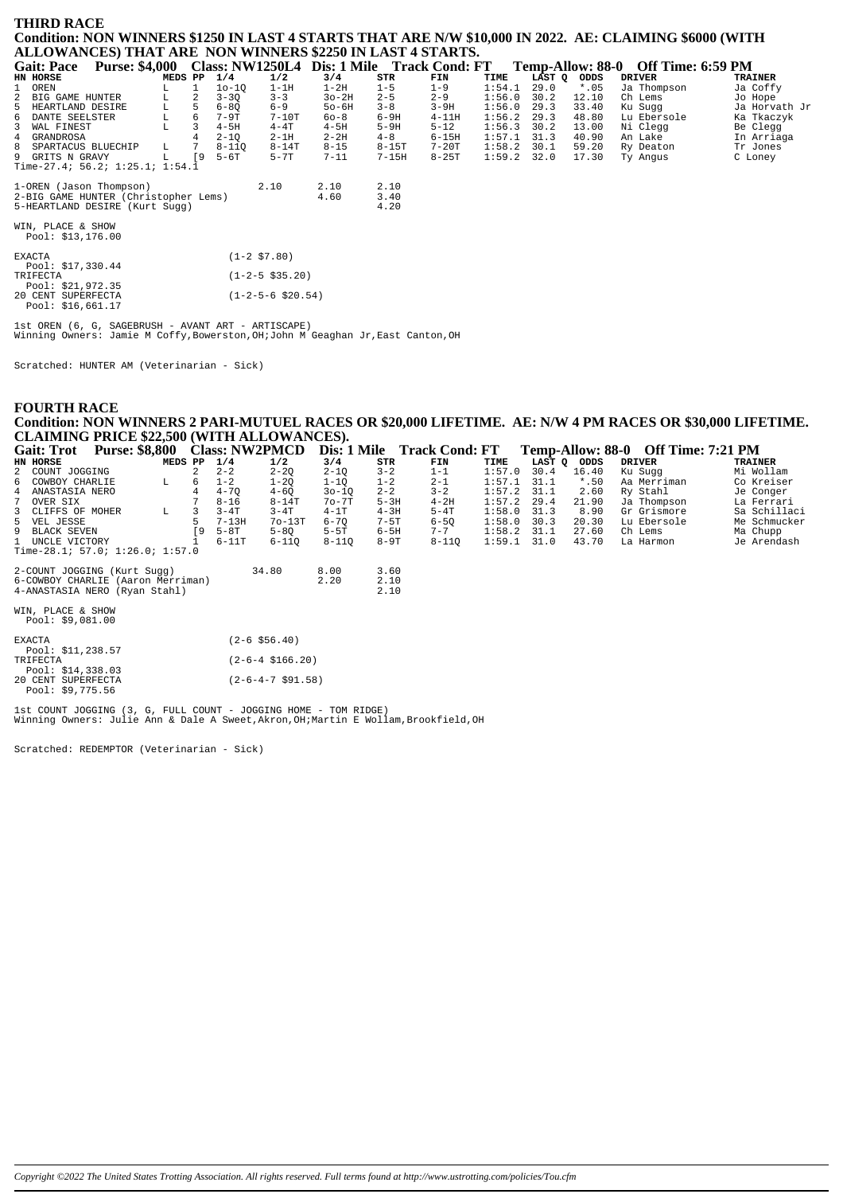## THIRD RACE

**Condition: NON WINNERS \$1250 IN LAST 4 STARTS THAT ARE N/W \$10,000 IN 2022. AE: CLAIMING \$6000 (WITH ALLOWANCES) THAT ARE NON WINNERS \$2250 IN LAST 4 STARTS.**

**Gait: Pace Purse: \$4,000 Class: NW1250L4 Dis: 1 Mile Track Cond: FT Temp-Allow: 88-0 Off Time: 6:59 PM**

| HN | HORSE | MEDS | PP | 1/4 | 1/2 | 3/4 | STR | FIN | TIME | LAST Q | ODDS | DRIVER | TRAINER |
|---|---|---|---|---|---|---|---|---|---|---|---|---|---|
| 1 | OREN | L | 1 | 1o-1Q | 1-1H | 1-2H | 1-5 | 1-9 | 1:54.1 | 29.0 | *.05 | Ja Thompson | Ja Coffy |
| 2 | BIG GAME HUNTER | L | 2 | 3-3Q | 3-3 | 3o-2H | 2-5 | 2-9 | 1:56.0 | 30.2 | 12.10 | Ch Lems | Jo Hope |
| 5 | HEARTLAND DESIRE | L | 5 | 6-8Q | 6-9 | 5o-6H | 3-8 | 3-9H | 1:56.0 | 29.3 | 33.40 | Ku Sugg | Ja Horvath Jr |
| 6 | DANTE SEELSTER | L | 6 | 7-9T | 7-10T | 6o-8 | 6-9H | 4-11H | 1:56.2 | 29.3 | 48.80 | Lu Ebersole | Ka Tkaczyk |
| 3 | WAL FINEST | L | 3 | 4-5H | 4-4T | 4-5H | 5-9H | 5-12 | 1:56.3 | 30.2 | 13.00 | Ni Clegg | Be Clegg |
| 4 | GRANDROSA | | 4 | 2-1Q | 2-1H | 2-2H | 4-8 | 6-15H | 1:57.1 | 31.3 | 40.90 | An Lake | In Arriaga |
| 8 | SPARTACUS BLUECHIP | L | 7 | 8-11Q | 8-14T | 8-15 | 8-15T | 7-20T | 1:58.2 | 30.1 | 59.20 | Ry Deaton | Tr Jones |
| 9 | GRITS N GRAVY | L | [9 | 5-6T | 5-7T | 7-11 | 7-15H | 8-25T | 1:59.2 | 32.0 | 17.30 | Ty Angus | C Loney |

Time-27.4; 56.2; 1:25.1; 1:54.1

| | | | |
|---|---|---|---|
| 1-OREN (Jason Thompson) | 2.10 | 2.10 | 2.10 |
| 2-BIG GAME HUNTER (Christopher Lems) | | 4.60 | 3.40 |
| 5-HEARTLAND DESIRE (Kurt Sugg) | | | 4.20 |

WIN, PLACE & SHOW
Pool: \$13,176.00

EXACTA (1-2 \$7.80)
Pool: \$17,330.44
TRIFECTA (1-2-5 \$35.20)
Pool: \$21,972.35
20 CENT SUPERFECTA (1-2-5-6 \$20.54)
Pool: \$16,661.17

1st OREN (6, G, SAGEBRUSH - AVANT ART - ARTISCAPE)
Winning Owners: Jamie M Coffy,Bowerston,OH;John M Geaghan Jr,East Canton,OH

Scratched: HUNTER AM (Veterinarian - Sick)

## FOURTH RACE

**Condition: NON WINNERS 2 PARI-MUTUEL RACES OR \$20,000 LIFETIME. AE: N/W 4 PM RACES OR \$30,000 LIFETIME. CLAIMING PRICE \$22,500 (WITH ALLOWANCES).**

**Gait: Trot Purse: \$8,800 Class: NW2PMCD Dis: 1 Mile Track Cond: FT Temp-Allow: 88-0 Off Time: 7:21 PM**

| HN | HORSE | MEDS | PP | 1/4 | 1/2 | 3/4 | STR | FIN | TIME | LAST Q | ODDS | DRIVER | TRAINER |
|---|---|---|---|---|---|---|---|---|---|---|---|---|---|
| 2 | COUNT JOGGING | | 2 | 2-2 | 2-2Q | 2-1Q | 3-2 | 1-1 | 1:57.0 | 30.4 | 16.40 | Ku Sugg | Mi Wollam |
| 6 | COWBOY CHARLIE | L | 6 | 1-2 | 1-2Q | 1-1Q | 1-2 | 2-1 | 1:57.1 | 31.1 | *.50 | Aa Merriman | Co Kreiser |
| 4 | ANASTASIA NERO | | 4 | 4-7Q | 4-6Q | 3o-1Q | 2-2 | 3-2 | 1:57.2 | 31.1 | 2.60 | Ry Stahl | Je Conger |
| 7 | OVER SIX | | 7 | 8-16 | 8-14T | 7o-7T | 5-3H | 4-2H | 1:57.2 | 29.4 | 21.90 | Ja Thompson | La Ferrari |
| 3 | CLIFFS OF MOHER | L | 3 | 3-4T | 3-4T | 4-1T | 4-3H | 5-4T | 1:58.0 | 31.3 | 8.90 | Gr Grismore | Sa Schillaci |
| 5 | VEL JESSE | | 5 | 7-13H | 7o-13T | 6-7Q | 7-5T | 6-5Q | 1:58.0 | 30.3 | 20.30 | Lu Ebersole | Me Schmucker |
| 9 | BLACK SEVEN | | [9 | 5-8T | 5-8Q | 5-5T | 6-5H | 7-7 | 1:58.2 | 31.1 | 27.60 | Ch Lems | Ma Chupp |
| 1 | UNCLE VICTORY | | 1 | 6-11T | 6-11Q | 8-11Q | 8-9T | 8-11Q | 1:59.1 | 31.0 | 43.70 | La Harmon | Je Arendash |

Time-28.1; 57.0; 1:26.0; 1:57.0

| | | | |
|---|---|---|---|
| 2-COUNT JOGGING (Kurt Sugg) | 34.80 | 8.00 | 3.60 |
| 6-COWBOY CHARLIE (Aaron Merriman) | | 2.20 | 2.10 |
| 4-ANASTASIA NERO (Ryan Stahl) | | | 2.10 |

WIN, PLACE & SHOW
Pool: \$9,081.00

EXACTA (2-6 \$56.40)
Pool: \$11,238.57
TRIFECTA (2-6-4 \$166.20)
Pool: \$14,338.03
20 CENT SUPERFECTA (2-6-4-7 \$91.58)
Pool: \$9,775.56

1st COUNT JOGGING (3, G, FULL COUNT - JOGGING HOME - TOM RIDGE)
Winning Owners: Julie Ann & Dale A Sweet,Akron,OH;Martin E Wollam,Brookfield,OH

Scratched: REDEMPTOR (Veterinarian - Sick)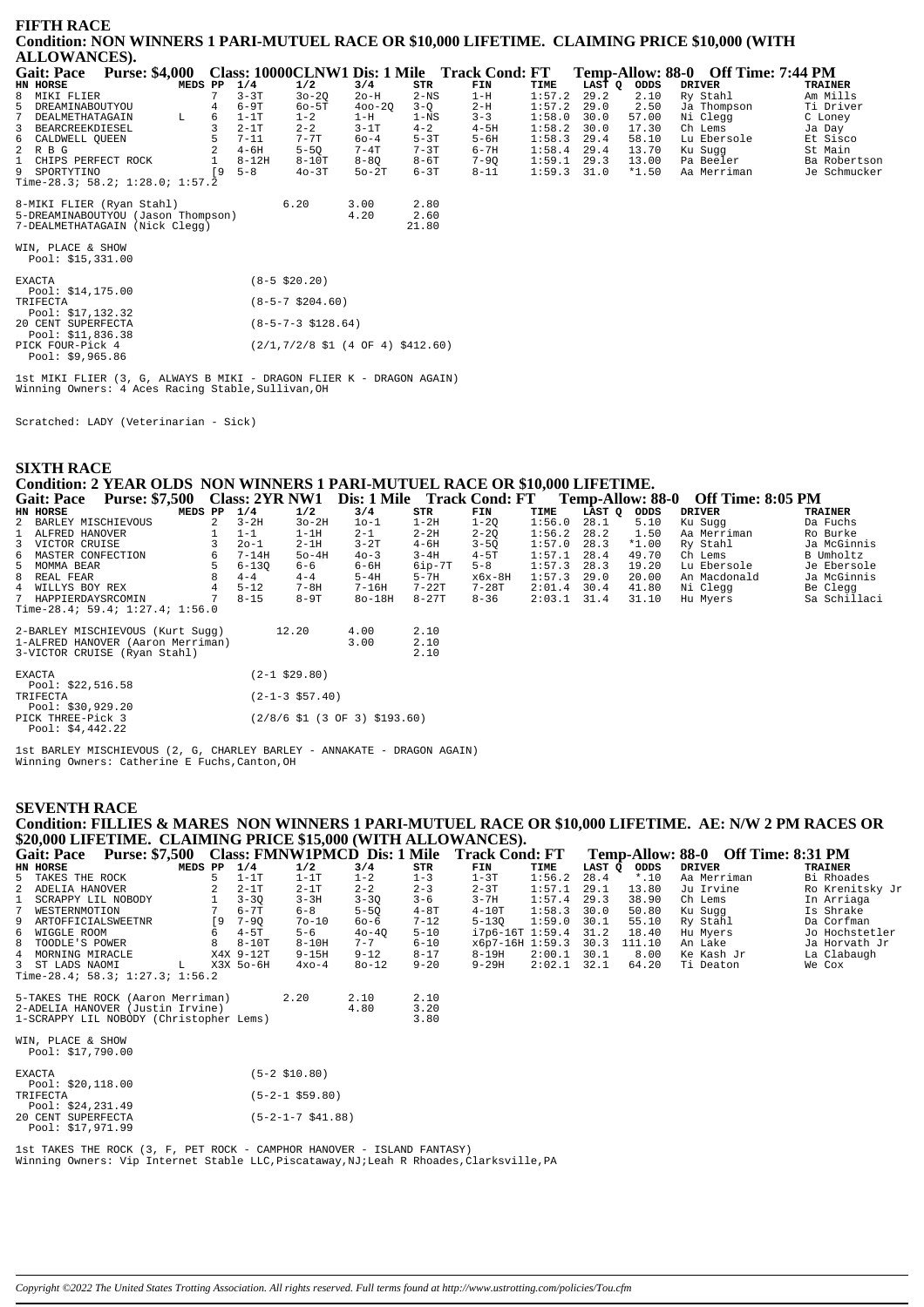## FIFTH RACE

**Condition: NON WINNERS 1 PARI-MUTUEL RACE OR $10,000 LIFETIME. CLAIMING PRICE $10,000 (WITH ALLOWANCES).**

**Gait: Pace Purse: $4,000 Class: 10000CLNW1 Dis: 1 Mile Track Cond: FT Temp-Allow: 88-0 Off Time: 7:44 PM**

| HN | HORSE | MEDS | PP | 1/4 | 1/2 | 3/4 | STR | FIN | TIME | LAST Q | ODDS | DRIVER | TRAINER |
|---|---|---|---|---|---|---|---|---|---|---|---|---|---|
| 8 | MIKI FLIER | | 7 | 3-3T | 3o-2Q | 2o-H | 2-NS | 1-H | 1:57.2 | 29.2 | 2.10 | Ry Stahl | Am Mills |
| 5 | DREAMINABOUTYOU | | 4 | 6-9T | 6o-5T | 4oo-2Q | 3-Q | 2-H | 1:57.2 | 29.0 | 2.50 | Ja Thompson | Ti Driver |
| 7 | DEALMETHATAGAIN | L | 6 | 1-1T | 1-2 | 1-H | 1-NS | 3-3 | 1:58.0 | 30.0 | 57.00 | Ni Clegg | C Loney |
| 3 | BEARCREEKDIESEL | | 3 | 2-1T | 2-2 | 3-1T | 4-2 | 4-5H | 1:58.2 | 30.0 | 17.30 | Ch Lems | Ja Day |
| 6 | CALDWELL QUEEN | | 5 | 7-11 | 7-7T | 6o-4 | 5-3T | 5-6H | 1:58.3 | 29.4 | 58.10 | Lu Ebersole | Et Sisco |
| 2 | R B G | | 2 | 4-6H | 5-5Q | 7-4T | 7-3T | 6-7H | 1:58.4 | 29.4 | 13.70 | Ku Sugg | St Main |
| 1 | CHIPS PERFECT ROCK | | 1 | 8-12H | 8-10T | 8-8Q | 8-6T | 7-9Q | 1:59.1 | 29.3 | 13.00 | Pa Beeler | Ba Robertson |
| 9 | SPORTYTINO | | [9 | 5-8 | 4o-3T | 5o-2T | 6-3T | 8-11 | 1:59.3 | 31.0 | *1.50 | Aa Merriman | Je Schmucker |

Time-28.3; 58.2; 1:28.0; 1:57.2

| | | | |
|---|---|---|---|
| 8-MIKI FLIER (Ryan Stahl) | 6.20 | 3.00 | 2.80 |
| 5-DREAMINABOUTYOU (Jason Thompson) | | 4.20 | 2.60 |
| 7-DEALMETHATAGAIN (Nick Clegg) | | | 21.80 |

WIN, PLACE & SHOW
Pool: $15,331.00

| | |
|---|---|
| EXACTA Pool: $14,175.00 | (8-5 $20.20) |
| TRIFECTA Pool: $17,132.32 | (8-5-7 $204.60) |
| 20 CENT SUPERFECTA Pool: $11,836.38 | (8-5-7-3 $128.64) |
| PICK FOUR-Pick 4 Pool: $9,965.86 | (2/1,7/2/8 $1 (4 OF 4) $412.60) |

1st MIKI FLIER (3, G, ALWAYS B MIKI - DRAGON FLIER K - DRAGON AGAIN)
Winning Owners: 4 Aces Racing Stable,Sullivan,OH

Scratched: LADY (Veterinarian - Sick)

## SIXTH RACE

**Condition: 2 YEAR OLDS NON WINNERS 1 PARI-MUTUEL RACE OR $10,000 LIFETIME.**

**Gait: Pace Purse: $7,500 Class: 2YR NW1 Dis: 1 Mile Track Cond: FT Temp-Allow: 88-0 Off Time: 8:05 PM**

| HN | HORSE | MEDS | PP | 1/4 | 1/2 | 3/4 | STR | FIN | TIME | LAST Q | ODDS | DRIVER | TRAINER |
|---|---|---|---|---|---|---|---|---|---|---|---|---|---|
| 2 | BARLEY MISCHIEVOUS | | 2 | 3-2H | 3o-2H | 1o-1 | 1-2H | 1-2Q | 1:56.0 | 28.1 | 5.10 | Ku Sugg | Da Fuchs |
| 1 | ALFRED HANOVER | | 1 | 1-1 | 1-1H | 2-1 | 2-2H | 2-2Q | 1:56.2 | 28.2 | 1.50 | Aa Merriman | Ro Burke |
| 3 | VICTOR CRUISE | | 3 | 2o-1 | 2-1H | 3-2T | 4-6H | 3-5Q | 1:57.0 | 28.3 | *1.00 | Ry Stahl | Ja McGinnis |
| 6 | MASTER CONFECTION | | 6 | 7-14H | 5o-4H | 4o-3 | 3-4H | 4-5T | 1:57.1 | 28.4 | 49.70 | Ch Lems | B Umholtz |
| 5 | MOMMA BEAR | | 5 | 6-13Q | 6-6 | 6-6H | 6ip-7T | 5-8 | 1:57.3 | 28.3 | 19.20 | Lu Ebersole | Je Ebersole |
| 8 | REAL FEAR | | 8 | 4-4 | 4-4 | 5-4H | 5-7H | x6x-8H | 1:57.3 | 29.0 | 20.00 | An Macdonald | Ja McGinnis |
| 4 | WILLYS BOY REX | | 4 | 5-12 | 7-8H | 7-16H | 7-22T | 7-28T | 2:01.4 | 30.4 | 41.80 | Ni Clegg | Be Clegg |
| 7 | HAPPIERDAYSRCOMIN | | 7 | 8-15 | 8-9T | 8o-18H | 8-27T | 8-36 | 2:03.1 | 31.4 | 31.10 | Hu Myers | Sa Schillaci |

Time-28.4; 59.4; 1:27.4; 1:56.0

| | | | |
|---|---|---|---|
| 2-BARLEY MISCHIEVOUS (Kurt Sugg) | 12.20 | 4.00 | 2.10 |
| 1-ALFRED HANOVER (Aaron Merriman) | | 3.00 | 2.10 |
| 3-VICTOR CRUISE (Ryan Stahl) | | | 2.10 |

| | |
|---|---|
| EXACTA Pool: $22,516.58 | (2-1 $29.80) |
| TRIFECTA Pool: $30,929.20 | (2-1-3 $57.40) |
| PICK THREE-Pick 3 Pool: $4,442.22 | (2/8/6 $1 (3 OF 3) $193.60) |

1st BARLEY MISCHIEVOUS (2, G, CHARLEY BARLEY - ANNAKATE - DRAGON AGAIN)
Winning Owners: Catherine E Fuchs,Canton,OH

## SEVENTH RACE

**Condition: FILLIES & MARES NON WINNERS 1 PARI-MUTUEL RACE OR $10,000 LIFETIME. AE: N/W 2 PM RACES OR $20,000 LIFETIME. CLAIMING PRICE $15,000 (WITH ALLOWANCES).**

**Gait: Pace Purse: $7,500 Class: FMNW1PMCD Dis: 1 Mile Track Cond: FT Temp-Allow: 88-0 Off Time: 8:31 PM**

| HN | HORSE | MEDS | PP | 1/4 | 1/2 | 3/4 | STR | FIN | TIME | LAST Q | ODDS | DRIVER | TRAINER |
|---|---|---|---|---|---|---|---|---|---|---|---|---|---|
| 5 | TAKES THE ROCK | | 5 | 1-1T | 1-1T | 1-2 | 1-3 | 1-3T | 1:56.2 | 28.4 | *.10 | Aa Merriman | Bi Rhoades |
| 2 | ADELIA HANOVER | | 2 | 2-1T | 2-1T | 2-2 | 2-3 | 2-3T | 1:57.1 | 29.1 | 13.80 | Ju Irvine | Ro Krenitsky Jr |
| 1 | SCRAPPY LIL NOBODY | | 1 | 3-3Q | 3-3H | 3-3Q | 3-6 | 3-7H | 1:57.4 | 29.3 | 38.90 | Ch Lems | In Arriaga |
| 7 | WESTERNMOTION | | 7 | 6-7T | 6-8 | 5-5Q | 4-8T | 4-10T | 1:58.3 | 30.0 | 50.80 | Ku Sugg | Is Shrake |
| 9 | ARTOFFICIALSWEETNR | | [9 | 7-9Q | 7o-10 | 6o-6 | 7-12 | 5-13Q | 1:59.0 | 30.1 | 55.10 | Ry Stahl | Da Corfman |
| 6 | WIGGLE ROOM | | 6 | 4-5T | 5-6 | 4o-4Q | 5-10 | i7p6-16T | 1:59.4 | 31.2 | 18.40 | Hu Myers | Jo Hochstetler |
| 8 | TOODLE'S POWER | | 8 | 8-10T | 8-10H | 7-7 | 6-10 | x6p7-16H | 1:59.3 | 30.3 | 111.10 | An Lake | Ja Horvath Jr |
| 4 | MORNING MIRACLE | | X4X | 9-12T | 9-15H | 9-12 | 8-17 | 8-19H | 2:00.1 | 30.1 | 8.00 | Ke Kash Jr | La Clabaugh |
| 3 | ST LADS NAOMI | L | X3X | 5o-6H | 4xo-4 | 8o-12 | 9-20 | 9-29H | 2:02.1 | 32.1 | 64.20 | Ti Deaton | We Cox |

Time-28.4; 58.3; 1:27.3; 1:56.2

| | | | |
|---|---|---|---|
| 5-TAKES THE ROCK (Aaron Merriman) | 2.20 | 2.10 | 2.10 |
| 2-ADELIA HANOVER (Justin Irvine) | | 4.80 | 3.20 |
| 1-SCRAPPY LIL NOBODY (Christopher Lems) | | | 3.80 |

WIN, PLACE & SHOW
Pool: $17,790.00

| | |
|---|---|
| EXACTA Pool: $20,118.00 | (5-2 $10.80) |
| TRIFECTA Pool: $24,231.49 | (5-2-1 $59.80) |
| 20 CENT SUPERFECTA Pool: $17,971.99 | (5-2-1-7 $41.88) |

1st TAKES THE ROCK (3, F, PET ROCK - CAMPHOR HANOVER - ISLAND FANTASY)
Winning Owners: Vip Internet Stable LLC,Piscataway,NJ;Leah R Rhoades,Clarksville,PA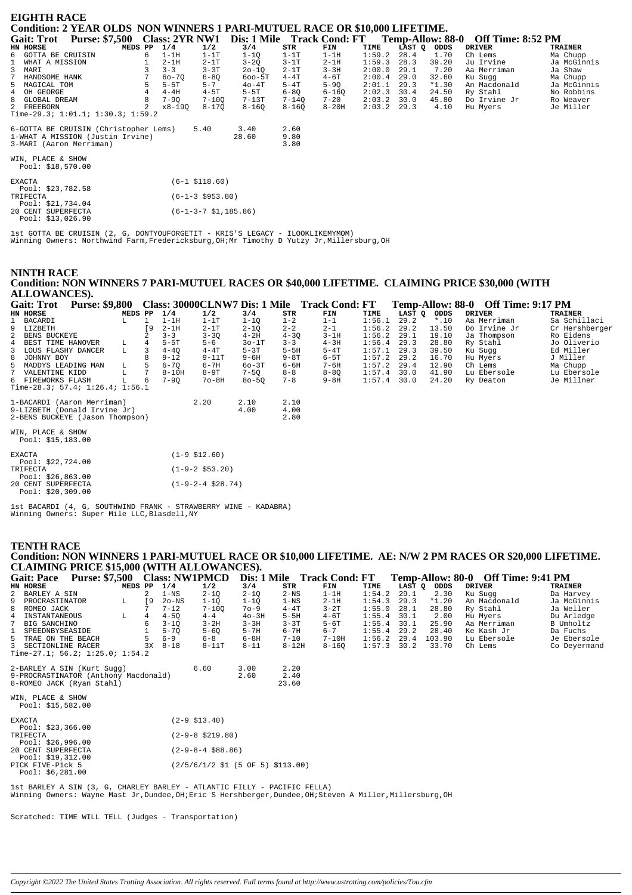## EIGHTH RACE

**Condition: 2 YEAR OLDS NON WINNERS 1 PARI-MUTUEL RACE OR $10,000 LIFETIME.**

**Gait: Trot Purse: $7,500 Class: 2YR NW1 Dis: 1 Mile Track Cond: FT Temp-Allow: 88-0 Off Time: 8:52 PM**

| HN | HORSE | MEDS | PP | 1/4 | 1/2 | 3/4 | STR | FIN | TIME | LAST Q | ODDS | DRIVER | TRAINER |
|---|---|---|---|---|---|---|---|---|---|---|---|---|---|
| 6 | GOTTA BE CRUISIN | | 6 | 1-1H | 1-1T | 1-1Q | 1-1T | 1-1H | 1:59.2 | 28.4 | 1.70 | Ch Lems | Ma Chupp |
| 1 | WHAT A MISSION | | 1 | 2-1H | 2-1T | 3-2Q | 3-1T | 2-1H | 1:59.3 | 28.3 | 39.20 | Ju Irvine | Ja McGinnis |
| 3 | MARI | | 3 | 3-3 | 3-3T | 2o-1Q | 2-1T | 3-3H | 2:00.0 | 29.1 | 7.20 | Aa Merriman | Ja Shaw |
| 7 | HANDSOME HANK | | 7 | 6o-7Q | 6-8Q | 6oo-5T | 4-4T | 4-6T | 2:00.4 | 29.0 | 32.60 | Ku Sugg | Ma Chupp |
| 5 | MAGICAL TOM | | 5 | 5-5T | 5-7 | 4o-4T | 5-4T | 5-9Q | 2:01.1 | 29.3 | *1.30 | An Macdonald | Ja McGinnis |
| 4 | OH GEORGE | | 4 | 4-4H | 4-5T | 5-5T | 6-8Q | 6-16Q | 2:02.3 | 30.4 | 24.50 | Ry Stahl | No Robbins |
| 8 | GLOBAL DREAM | | 8 | 7-9Q | 7-10Q | 7-13T | 7-14Q | 7-20 | 2:03.2 | 30.0 | 45.80 | Do Irvine Jr | Ro Weaver |
| 2 | FREEBORN | | 2 | x8-19Q | 8-17Q | 8-16Q | 8-16Q | 8-20H | 2:03.2 | 29.3 | 4.10 | Hu Myers | Je Miller |

Time-29.3; 1:01.1; 1:30.3; 1:59.2

| | Win | Place | Show |
|---|---|---|---|
| 6-GOTTA BE CRUISIN (Christopher Lems) | 5.40 | 3.40 | 2.60 |
| 1-WHAT A MISSION (Justin Irvine) | | 28.60 | 9.80 |
| 3-MARI (Aaron Merriman) | | | 3.80 |

WIN, PLACE & SHOW
Pool: $18,570.00

EXACTA (6-1 $118.60)
Pool: $23,782.58
TRIFECTA (6-1-3 $953.80)
Pool: $21,734.04
20 CENT SUPERFECTA (6-1-3-7 $1,185.86)
Pool: $13,026.90

1st GOTTA BE CRUISIN (2, G, DONTYOUFORGETIT - KRIS'S LEGACY - ILOOKLIKEMYMOM)
Winning Owners: Northwind Farm,Fredericksburg,OH;Mr Timothy D Yutzy Jr,Millersburg,OH

## NINTH RACE

**Condition: NON WINNERS 7 PARI-MUTUEL RACES OR $40,000 LIFETIME. CLAIMING PRICE $30,000 (WITH ALLOWANCES).**

**Gait: Trot Purse: $9,800 Class: 30000CLNW7 Dis: 1 Mile Track Cond: FT Temp-Allow: 88-0 Off Time: 9:17 PM**

| HN | HORSE | MEDS | PP | 1/4 | 1/2 | 3/4 | STR | FIN | TIME | LAST Q | ODDS | DRIVER | TRAINER |
|---|---|---|---|---|---|---|---|---|---|---|---|---|---|
| 1 | BACARDI | L | 1 | 1-1H | 1-1T | 1-1Q | 1-2 | 1-1 | 1:56.1 | 29.2 | *.10 | Aa Merriman | Sa Schillaci |
| 9 | LIZBETH | | [9 | 2-1H | 2-1T | 2-1Q | 2-2 | 2-1 | 1:56.2 | 29.2 | 13.50 | Do Irvine Jr | Cr Hershberger |
| 2 | BENS BUCKEYE | | 2 | 3-3 | 3-3Q | 4-2H | 4-3Q | 3-1H | 1:56.2 | 29.1 | 19.10 | Ja Thompson | Ro Eidens |
| 4 | BEST TIME HANOVER | L | 4 | 5-5T | 5-6 | 3o-1T | 3-3 | 4-3H | 1:56.4 | 29.3 | 28.80 | Ry Stahl | Jo Oliverio |
| 3 | LOUS FLASHY DANCER | L | 3 | 4-4Q | 4-4T | 5-3T | 5-5H | 5-4T | 1:57.1 | 29.3 | 39.50 | Ku Sugg | Ed Miller |
| 8 | JOHNNY BOY | | 8 | 9-12 | 9-11T | 9-6H | 9-8T | 6-5T | 1:57.2 | 29.2 | 16.70 | Hu Myers | J Miller |
| 5 | MADDYS LEADING MAN | L | 5 | 6-7Q | 6-7H | 6o-3T | 6-6H | 7-6H | 1:57.2 | 29.4 | 12.90 | Ch Lems | Ma Chupp |
| 7 | VALENTINE KIDD | L | 7 | 8-10H | 8-9T | 7-5Q | 8-8 | 8-8Q | 1:57.4 | 30.0 | 41.90 | Lu Ebersole | Lu Ebersole |
| 6 | FIREWORKS FLASH | L | 6 | 7-9Q | 7o-8H | 8o-5Q | 7-8 | 9-8H | 1:57.4 | 30.0 | 24.20 | Ry Deaton | Je Millner |

Time-28.3; 57.4; 1:26.4; 1:56.1

| | Win | Place | Show |
|---|---|---|---|
| 1-BACARDI (Aaron Merriman) | 2.20 | 2.10 | 2.10 |
| 9-LIZBETH (Donald Irvine Jr) | | 4.00 | 4.00 |
| 2-BENS BUCKEYE (Jason Thompson) | | | 2.80 |

WIN, PLACE & SHOW
Pool: $15,183.00

EXACTA (1-9 $12.60)
Pool: $22,724.00
TRIFECTA (1-9-2 $53.20)
Pool: $26,863.00
20 CENT SUPERFECTA (1-9-2-4 $28.74)
Pool: $20,309.00

1st BACARDI (4, G, SOUTHWIND FRANK - STRAWBERRY WINE - KADABRA)
Winning Owners: Super Mile LLC,Blasdell,NY

## TENTH RACE

**Condition: NON WINNERS 1 PARI-MUTUEL RACE OR $10,000 LIFETIME. AE: N/W 2 PM RACES OR $20,000 LIFETIME. CLAIMING PRICE $15,000 (WITH ALLOWANCES).**

**Gait: Pace Purse: $7,500 Class: NW1PMCD Dis: 1 Mile Track Cond: FT Temp-Allow: 80-0 Off Time: 9:41 PM**

| HN | HORSE | MEDS | PP | 1/4 | 1/2 | 3/4 | STR | FIN | TIME | LAST Q | ODDS | DRIVER | TRAINER |
|---|---|---|---|---|---|---|---|---|---|---|---|---|---|
| 2 | BARLEY A SIN | | 2 | 1-NS | 2-1Q | 2-1Q | 2-NS | 1-1H | 1:54.2 | 29.1 | 2.30 | Ku Sugg | Da Harvey |
| 9 | PROCRASTINATOR | L | [9 | 2o-NS | 1-1Q | 1-1Q | 1-NS | 2-1H | 1:54.3 | 29.3 | *1.20 | An Macdonald | Ja McGinnis |
| 8 | ROMEO JACK | | 7 | 7-12 | 7-10Q | 7o-9 | 4-4T | 3-2T | 1:55.0 | 28.1 | 28.80 | Ry Stahl | Ja Weller |
| 4 | INSTANTANEOUS | L | 4 | 4-5Q | 4-4 | 4o-3H | 5-5H | 4-6T | 1:55.4 | 30.1 | 2.00 | Hu Myers | Du Arledge |
| 7 | BIG SANCHINO | | 6 | 3-1Q | 3-2H | 3-3H | 3-3T | 5-6T | 1:55.4 | 30.1 | 25.90 | Aa Merriman | B Umholtz |
| 1 | SPEEDNBYSEASIDE | | 1 | 5-7Q | 5-6Q | 5-7H | 6-7H | 6-7 | 1:55.4 | 29.2 | 28.40 | Ke Kash Jr | Da Fuchs |
| 5 | TRAE ON THE BEACH | | 5 | 6-9 | 6-8 | 6-8H | 7-10 | 7-10H | 1:56.2 | 29.4 | 103.90 | Lu Ebersole | Je Ebersole |
| 3 | SECTIONLINE RACER | | 3X | 8-18 | 8-11T | 8-11 | 8-12H | 8-16Q | 1:57.3 | 30.2 | 33.70 | Ch Lems | Co Deyermand |

Time-27.1; 56.2; 1:25.0; 1:54.2

| | Win | Place | Show |
|---|---|---|---|
| 2-BARLEY A SIN (Kurt Sugg) | 6.60 | 3.00 | 2.20 |
| 9-PROCRASTINATOR (Anthony Macdonald) | | 2.60 | 2.40 |
| 8-ROMEO JACK (Ryan Stahl) | | | 23.60 |

WIN, PLACE & SHOW
Pool: $15,582.00

EXACTA (2-9 $13.40)
Pool: $23,366.00
TRIFECTA (2-9-8 $219.80)
Pool: $26,996.00
20 CENT SUPERFECTA (2-9-8-4 $88.86)
Pool: $19,312.00
PICK FIVE-Pick 5 (2/5/6/1/2 $1 (5 OF 5) $113.00)
Pool: $6,281.00

1st BARLEY A SIN (3, G, CHARLEY BARLEY - ATLANTIC FILLY - PACIFIC FELLA)
Winning Owners: Wayne Mast Jr,Dundee,OH;Eric S Hershberger,Dundee,OH;Steven A Miller,Millersburg,OH

Scratched: TIME WILL TELL (Judges - Transportation)

Copyright ©2022 The United States Trotting Association. All rights reserved. Full terms found at http://www.ustrotting.com/policies/Tou.cfm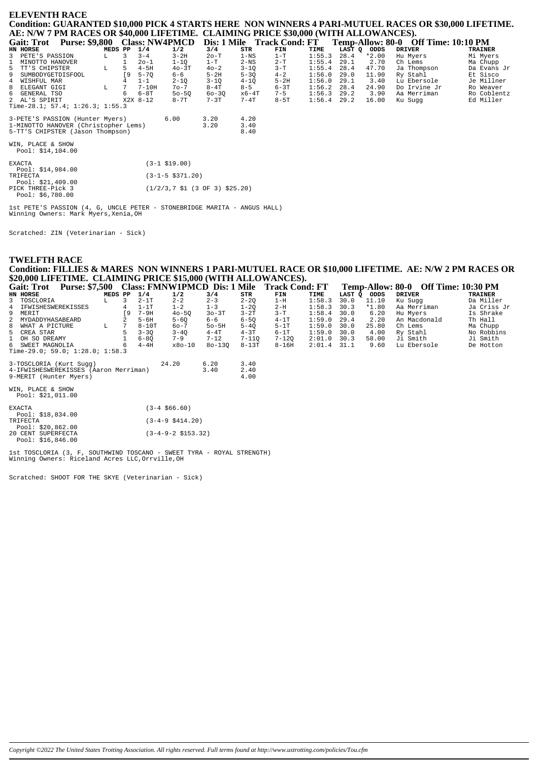## ELEVENTH RACE

**Condition: GUARANTED $10,000 PICK 4 STARTS HERE NON WINNERS 4 PARI-MUTUEL RACES OR $30,000 LIFETIME. AE: N/W 7 PM RACES OR $40,000 LIFETIME. CLAIMING PRICE $30,000 (WITH ALLOWANCES).**

**Gait: Trot Purse: $9,800 Class: NW4PMCD Dis: 1 Mile Track Cond: FT Temp-Allow: 80-0 Off Time: 10:10 PM**

| HN | HORSE | MEDS | PP | 1/4 | 1/2 | 3/4 | STR | FIN | TIME | LAST Q | ODDS | DRIVER | TRAINER |
|---|---|---|---|---|---|---|---|---|---|---|---|---|---|
| 3 | PETE'S PASSION | L | 3 | 3-4 | 3-2H | 2o-T | 1-NS | 1-T | 1:55.3 | 28.4 | *2.00 | Hu Myers | Mi Myers |
| 1 | MINOTTO HANOVER | | 1 | 2o-1 | 1-1Q | 1-T | 2-NS | 2-T | 1:55.4 | 29.1 | 2.70 | Ch Lems | Ma Chupp |
| 5 | TT'S CHIPSTER | L | 5 | 4-5H | 4o-3T | 4o-2 | 3-1Q | 3-T | 1:55.4 | 28.4 | 47.70 | Ja Thompson | Da Evans Jr |
| 9 | SUMBODYGETDISFOOL | | [9 | 5-7Q | 6-6 | 5-2H | 5-3Q | 4-2 | 1:56.0 | 29.0 | 11.90 | Ry Stahl | Et Sisco |
| 4 | WISHFUL MAR | | 4 | 1-1 | 2-1Q | 3-1Q | 4-1Q | 5-2H | 1:56.0 | 29.1 | 3.40 | Lu Ebersole | Je Millner |
| 8 | ELEGANT GIGI | L | 7 | 7-10H | 7o-7 | 8-4T | 8-5 | 6-3T | 1:56.2 | 28.4 | 24.90 | Do Irvine Jr | Ro Weaver |
| 6 | GENERAL TSO | | 6 | 6-8T | 5o-5Q | 6o-3Q | x6-4T | 7-5 | 1:56.3 | 29.2 | 3.90 | Aa Merriman | Ro Coblentz |
| 2 | AL'S SPIRIT | | X2X | 8-12 | 8-7T | 7-3T | 7-4T | 8-5T | 1:56.4 | 29.2 | 16.00 | Ku Sugg | Ed Miller |

Time-28.1; 57.4; 1:26.3; 1:55.3

| | | | |
|---|---|---|---|
| 3-PETE'S PASSION (Hunter Myers) | 6.00 | 3.20 | 4.20 |
| 1-MINOTTO HANOVER (Christopher Lems) | | 3.20 | 3.40 |
| 5-TT'S CHIPSTER (Jason Thompson) | | | 8.40 |

WIN, PLACE & SHOW
Pool: $14,104.00

EXACTA (3-1 $19.00)
Pool: $14,984.00
TRIFECTA (3-1-5 $371.20)
Pool: $21,409.00
PICK THREE-Pick 3 (1/2/3,7 $1 (3 OF 3) $25.20)
Pool: $6,780.00

1st PETE'S PASSION (4, G, UNCLE PETER - STONEBRIDGE MARITA - ANGUS HALL)
Winning Owners: Mark Myers,Xenia,OH

Scratched: ZIN (Veterinarian - Sick)

## TWELFTH RACE

**Condition: FILLIES & MARES NON WINNERS 1 PARI-MUTUEL RACE OR $10,000 LIFETIME. AE: N/W 2 PM RACES OR $20,000 LIFETIME. CLAIMING PRICE $15,000 (WITH ALLOWANCES).**

**Gait: Trot Purse: $7,500 Class: FMNW1PMCD Dis: 1 Mile Track Cond: FT Temp-Allow: 80-0 Off Time: 10:30 PM**

| HN | HORSE | MEDS | PP | 1/4 | 1/2 | 3/4 | STR | FIN | TIME | LAST Q | ODDS | DRIVER | TRAINER |
|---|---|---|---|---|---|---|---|---|---|---|---|---|---|
| 3 | TOSCLORIA | L | 3 | 2-1T | 2-2 | 2-3 | 2-2Q | 1-H | 1:58.3 | 30.0 | 11.10 | Ku Sugg | Da Miller |
| 4 | IFWISHESWEREKISSES | | 4 | 1-1T | 1-2 | 1-3 | 1-2Q | 2-H | 1:58.3 | 30.3 | *1.80 | Aa Merriman | Ja Criss Jr |
| 9 | MERIT | | [9 | 7-9H | 4o-5Q | 3o-3T | 3-2T | 3-T | 1:58.4 | 30.0 | 6.20 | Hu Myers | Is Shrake |
| 2 | MYDADDYHASABEARD | | 2 | 5-6H | 5-6Q | 6-6 | 6-5Q | 4-1T | 1:59.0 | 29.4 | 2.20 | An Macdonald | Th Hall |
| 8 | WHAT A PICTURE | L | 7 | 8-10T | 6o-7 | 5o-5H | 5-4Q | 5-1T | 1:59.0 | 30.0 | 25.80 | Ch Lems | Ma Chupp |
| 5 | CREA STAR | | 5 | 3-3Q | 3-4Q | 4-4T | 4-3T | 6-1T | 1:59.0 | 30.0 | 4.00 | Ry Stahl | No Robbins |
| 1 | OH SO DREAMY | | 1 | 6-8Q | 7-9 | 7-12 | 7-11Q | 7-12Q | 2:01.0 | 30.3 | 58.00 | Ji Smith | Ji Smith |
| 6 | SWEET MAGNOLIA | | 6 | 4-4H | x8o-10 | 8o-13Q | 8-13T | 8-16H | 2:01.4 | 31.1 | 9.60 | Lu Ebersole | De Hotton |

Time-29.0; 59.0; 1:28.0; 1:58.3

| | | | |
|---|---|---|---|
| 3-TOSCLORIA (Kurt Sugg) | 24.20 | 6.20 | 3.40 |
| 4-IFWISHESWEREKISSES (Aaron Merriman) | | 3.40 | 2.40 |
| 9-MERIT (Hunter Myers) | | | 4.00 |

WIN, PLACE & SHOW
Pool: $21,011.00

EXACTA (3-4 $66.60)
Pool: $18,834.00
TRIFECTA (3-4-9 $414.20)
Pool: $20,862.00
20 CENT SUPERFECTA (3-4-9-2 $153.32)
Pool: $16,846.00

1st TOSCLORIA (3, F, SOUTHWIND TOSCANO - SWEET TYRA - ROYAL STRENGTH)
Winning Owners: Riceland Acres LLC,Orrville,OH

Scratched: SHOOT FOR THE SKYE (Veterinarian - Sick)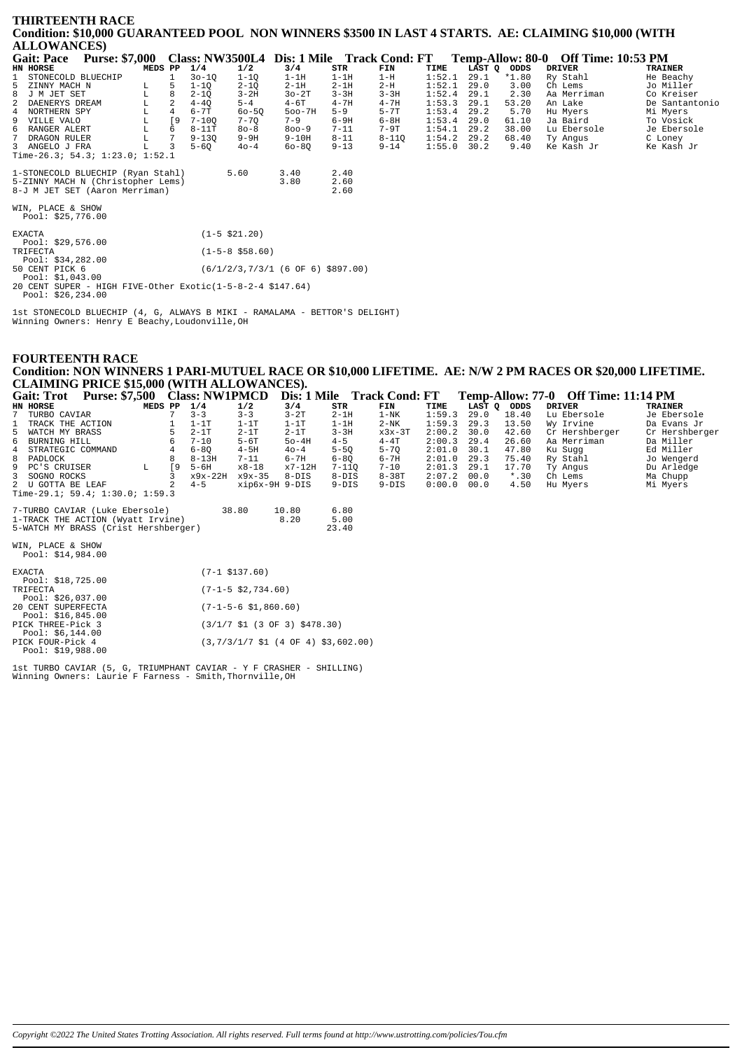## THIRTEENTH RACE

**Condition: $10,000 GUARANTEED POOL NON WINNERS $3500 IN LAST 4 STARTS. AE: CLAIMING $10,000 (WITH ALLOWANCES)**

**Gait: Pace Purse: $7,000 Class: NW3500L4 Dis: 1 Mile Track Cond: FT Temp-Allow: 80-0 Off Time: 10:53 PM**

| HN | HORSE | MEDS | PP | 1/4 | 1/2 | 3/4 | STR | FIN | TIME | LAST Q | ODDS | DRIVER | TRAINER |
|---|---|---|---|---|---|---|---|---|---|---|---|---|---|
| 1 | STONECOLD BLUECHIP | | 1 | 3o-1Q | 1-1Q | 1-1H | 1-1H | 1-H | 1:52.1 | 29.1 | *1.80 | Ry Stahl | He Beachy |
| 5 | ZINNY MACH N | L | 5 | 1-1Q | 2-1Q | 2-1H | 2-1H | 2-H | 1:52.1 | 29.0 | 3.00 | Ch Lems | Jo Miller |
| 8 | J M JET SET | L | 8 | 2-1Q | 3-2H | 3o-2T | 3-3H | 3-3H | 1:52.4 | 29.1 | 2.30 | Aa Merriman | Co Kreiser |
| 2 | DAENERYS DREAM | L | 2 | 4-4Q | 5-4 | 4-6T | 4-7H | 4-7H | 1:53.3 | 29.1 | 53.20 | An Lake | De Santantonio |
| 4 | NORTHERN SPY | L | 4 | 6-7T | 6o-5Q | 5oo-7H | 5-9 | 5-7T | 1:53.4 | 29.2 | 5.70 | Hu Myers | Mi Myers |
| 9 | VILLE VALO | L | [9 | 7-10Q | 7-7Q | 7-9 | 6-9H | 6-9H | 1:53.4 | 29.0 | 61.10 | Ja Baird | To Vosick |
| 6 | RANGER ALERT | L | 6 | 8-11T | 8o-8 | 8oo-9 | 7-11 | 7-9T | 1:54.1 | 29.2 | 38.00 | Lu Ebersole | Je Ebersole |
| 7 | DRAGON RULER | L | 7 | 9-13Q | 9-9H | 9-10H | 8-11 | 8-11Q | 1:54.2 | 29.2 | 68.40 | Ty Angus | C Loney |
| 3 | ANGELO J FRA | L | 3 | 5-6Q | 4o-4 | 6o-8Q | 9-13 | 9-14 | 1:55.0 | 30.2 | 9.40 | Ke Kash Jr | Ke Kash Jr |

Time-26.3; 54.3; 1:23.0; 1:52.1

| | | | |
|---|---|---|---|
| 1-STONECOLD BLUECHIP (Ryan Stahl) | 5.60 | 3.40 | 2.40 |
| 5-ZINNY MACH N (Christopher Lems) | | 3.80 | 2.60 |
| 8-J M JET SET (Aaron Merriman) | | | 2.60 |

WIN, PLACE & SHOW
Pool: $25,776.00

EXACTA (1-5 $21.20)
Pool: $29,576.00
TRIFECTA (1-5-8 $58.60)
Pool: $34,282.00
50 CENT PICK 6 (6/1/2/3,7/3/1 (6 OF 6) $897.00)
Pool: $1,043.00
20 CENT SUPER - HIGH FIVE-Other Exotic(1-5-8-2-4 $147.64)
Pool: $26,234.00

1st STONECOLD BLUECHIP (4, G, ALWAYS B MIKI - RAMALAMA - BETTOR'S DELIGHT)
Winning Owners: Henry E Beachy,Loudonville,OH

## FOURTEENTH RACE

**Condition: NON WINNERS 1 PARI-MUTUEL RACE OR $10,000 LIFETIME. AE: N/W 2 PM RACES OR $20,000 LIFETIME. CLAIMING PRICE $15,000 (WITH ALLOWANCES).**

**Gait: Trot Purse: $7,500 Class: NW1PMCD Dis: 1 Mile Track Cond: FT Temp-Allow: 77-0 Off Time: 11:14 PM**

| HN | HORSE | MEDS | PP | 1/4 | 1/2 | 3/4 | STR | FIN | TIME | LAST Q | ODDS | DRIVER | TRAINER |
|---|---|---|---|---|---|---|---|---|---|---|---|---|---|
| 7 | TURBO CAVIAR | | 7 | 3-3 | 3-3 | 3-2T | 2-1H | 1-NK | 1:59.3 | 29.0 | 18.40 | Lu Ebersole | Je Ebersole |
| 1 | TRACK THE ACTION | | 1 | 1-1T | 1-1T | 1-1T | 1-1H | 2-NK | 1:59.3 | 29.3 | 13.50 | Wy Irvine | Da Evans Jr |
| 5 | WATCH MY BRASS | | 5 | 2-1T | 2-1T | 2-1T | 3-3H | x3x-3T | 2:00.2 | 30.0 | 42.60 | Cr Hershberger | Cr Hershberger |
| 6 | BURNING HILL | | 6 | 7-10 | 5-6T | 5o-4H | 4-5 | 4-4T | 2:00.3 | 29.4 | 26.60 | Aa Merriman | Da Miller |
| 4 | STRATEGIC COMMAND | | 4 | 6-8Q | 4-5H | 4o-4 | 5-5Q | 5-7Q | 2:01.0 | 30.1 | 47.80 | Ku Sugg | Ed Miller |
| 8 | PADLOCK | | 8 | 8-13H | 7-11 | 6-7H | 6-8Q | 6-7H | 2:01.0 | 29.3 | 75.40 | Ry Stahl | Jo Wengerd |
| 9 | PC'S CRUISER | L | [9 | 5-6H | x8-18 | x7-12H | 7-11Q | 7-10 | 2:01.3 | 29.1 | 17.70 | Ty Angus | Du Arledge |
| 3 | SOGNO ROCKS | | 3 | x9x-22H | x9x-35 | 8-DIS | 8-DIS | 8-38T | 2:07.2 | 00.0 | *.30 | Ch Lems | Ma Chupp |
| 2 | U GOTTA BE LEAF | | 2 | 4-5 | xip6x-9H | 9-DIS | 9-DIS | 9-DIS | 0:00.0 | 00.0 | 4.50 | Hu Myers | Mi Myers |

Time-29.1; 59.4; 1:30.0; 1:59.3

| | | | |
|---|---|---|---|
| 7-TURBO CAVIAR (Luke Ebersole) | 38.80 | 10.80 | 6.80 |
| 1-TRACK THE ACTION (Wyatt Irvine) | | 8.20 | 5.00 |
| 5-WATCH MY BRASS (Crist Hershberger) | | | 23.40 |

WIN, PLACE & SHOW
Pool: $14,984.00

EXACTA (7-1 $137.60)
Pool: $18,725.00
TRIFECTA (7-1-5 $2,734.60)
Pool: $26,037.00
20 CENT SUPERFECTA (7-1-5-6 $1,860.60)
Pool: $16,845.00
PICK THREE-Pick 3 (3/1/7 $1 (3 OF 3) $478.30)
Pool: $6,144.00
PICK FOUR-Pick 4 (3,7/3/1/7 $1 (4 OF 4) $3,602.00)
Pool: $19,988.00

1st TURBO CAVIAR (5, G, TRIUMPHANT CAVIAR - Y F CRASHER - SHILLING)
Winning Owners: Laurie F Farness - Smith,Thornville,OH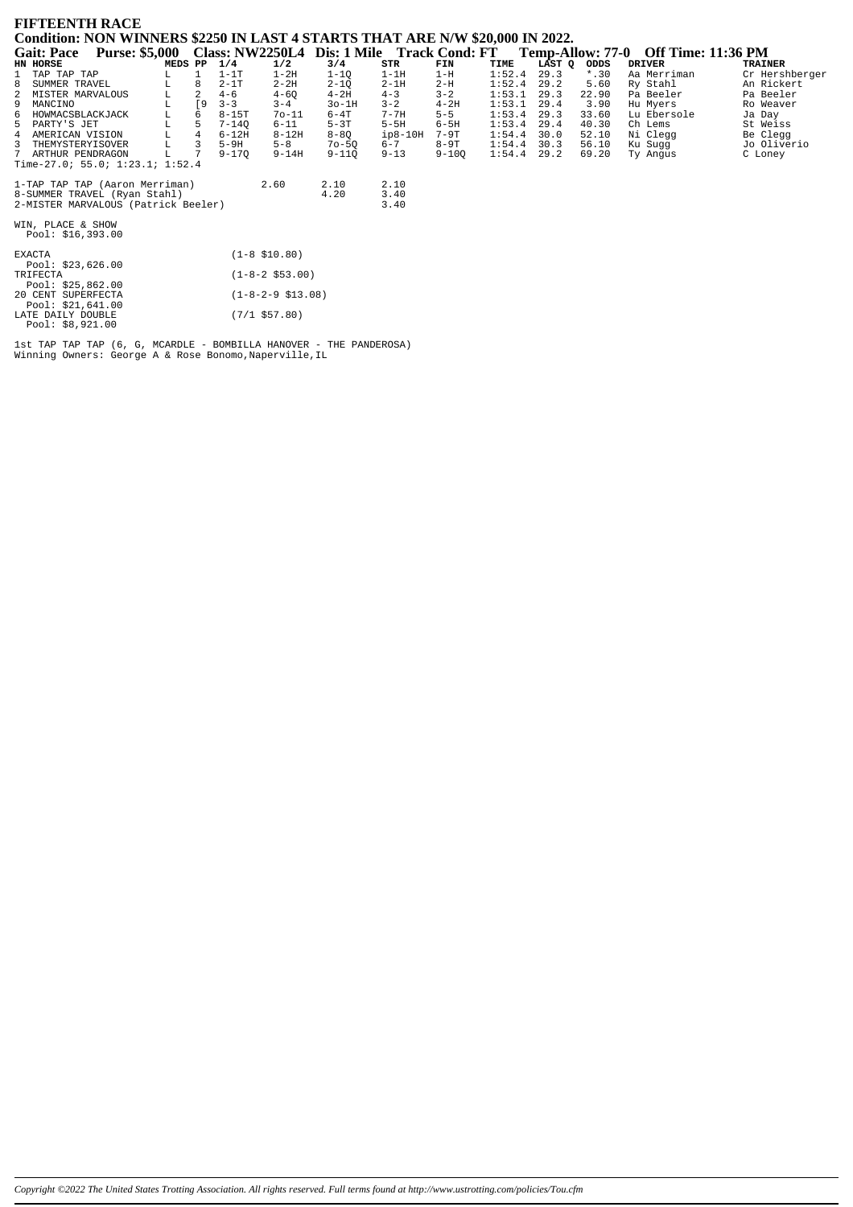# FIFTEENTH RACE

**Condition: NON WINNERS $2250 IN LAST 4 STARTS THAT ARE N/W $20,000 IN 2022.**

**Gait: Pace Purse: $5,000 Class: NW2250L4 Dis: 1 Mile Track Cond: FT Temp-Allow: 77-0 Off Time: 11:36 PM**

| HN | HORSE | MEDS | PP | 1/4 | 1/2 | 3/4 | STR | FIN | TIME | LAST Q | ODDS | DRIVER | TRAINER |
|---|---|---|---|---|---|---|---|---|---|---|---|---|---|
| 1 | TAP TAP TAP | L | 1 | 1-1T | 1-2H | 1-1Q | 1-1H | 1-H | 1:52.4 | 29.3 | *.30 | Aa Merriman | Cr Hershberger |
| 8 | SUMMER TRAVEL | L | 8 | 2-1T | 2-2H | 2-1Q | 2-1H | 2-H | 1:52.4 | 29.2 | 5.60 | Ry Stahl | An Rickert |
| 2 | MISTER MARVALOUS | L | 2 | 4-6 | 4-6Q | 4-2H | 4-3 | 3-2 | 1:53.1 | 29.3 | 22.90 | Pa Beeler | Pa Beeler |
| 9 | MANCINO | L | [9 | 3-3 | 3-4 | 3o-1H | 3-2 | 4-2H | 1:53.1 | 29.4 | 3.90 | Hu Myers | Ro Weaver |
| 6 | HOWMACSBLACKJACK | L | 6 | 8-15T | 7o-11 | 6-4T | 7-7H | 5-5 | 1:53.4 | 29.3 | 33.60 | Lu Ebersole | Ja Day |
| 5 | PARTY'S JET | L | 5 | 7-14Q | 6-11 | 5-3T | 5-5H | 6-5H | 1:53.4 | 29.4 | 40.30 | Ch Lems | St Weiss |
| 4 | AMERICAN VISION | L | 4 | 6-12H | 8-12H | 8-8Q | ip8-10H | 7-9T | 1:54.4 | 30.0 | 52.10 | Ni Clegg | Be Clegg |
| 3 | THEMYSTERYISOVER | L | 3 | 5-9H | 5-8 | 7o-5Q | 6-7 | 8-9T | 1:54.4 | 30.3 | 56.10 | Ku Sugg | Jo Oliverio |
| 7 | ARTHUR PENDRAGON | L | 7 | 9-17Q | 9-14H | 9-11Q | 9-13 | 9-10Q | 1:54.4 | 29.2 | 69.20 | Ty Angus | C Loney |

Time-27.0; 55.0; 1:23.1; 1:52.4

| | | | |
|---|---|---|---|
| 1-TAP TAP TAP (Aaron Merriman) | 2.60 | 2.10 | 2.10 |
| 8-SUMMER TRAVEL (Ryan Stahl) | | 4.20 | 3.40 |
| 2-MISTER MARVALOUS (Patrick Beeler) | | | 3.40 |

WIN, PLACE & SHOW
Pool: $16,393.00

| | |
|---|---|
| EXACTA Pool: $23,626.00 | (1-8 $10.80) |
| TRIFECTA Pool: $25,862.00 | (1-8-2 $53.00) |
| 20 CENT SUPERFECTA Pool: $21,641.00 | (1-8-2-9 $13.08) |
| LATE DAILY DOUBLE Pool: $8,921.00 | (7/1 $57.80) |

1st TAP TAP TAP (6, G, MCARDLE - BOMBILLA HANOVER - THE PANDEROSA)
Winning Owners: George A & Rose Bonomo,Naperville,IL

*Copyright ©2022 The United States Trotting Association. All rights reserved. Full terms found at http://www.ustrotting.com/policies/Tou.cfm*